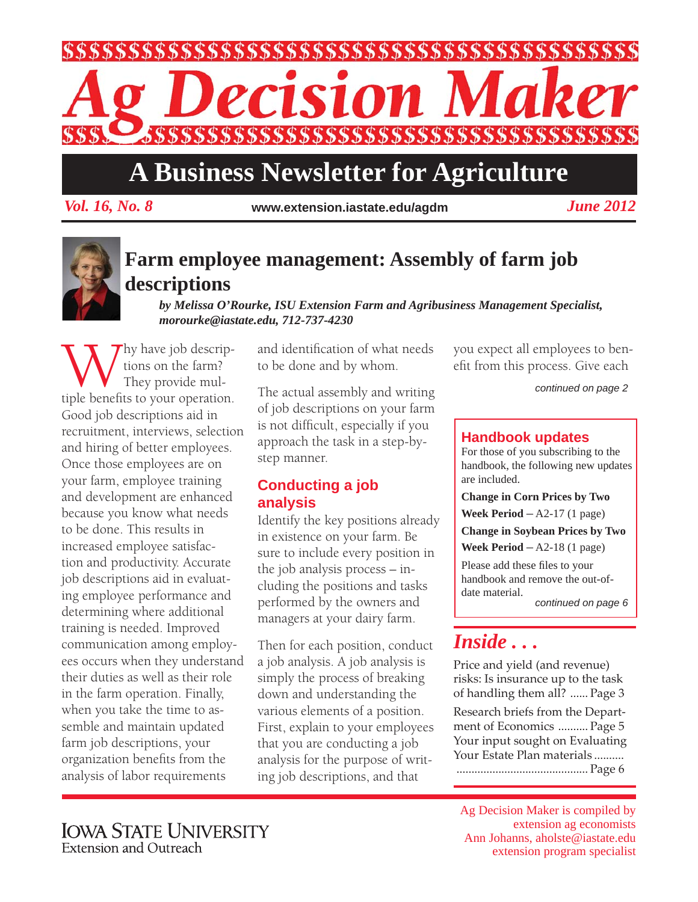# Ag Decision Maker

## A Business Newsletter for Agriculture

*Vol. 16, No. 8* www.extension.iastate.edu/agdm *June 2012*

## Farm employee management: Assembly of farm job descriptions

***by Melissa O'Rourke, ISU Extension Farm and Agribusiness Management Specialist, morourke@iastate.edu, 712-737-4230***

Why have job descriptions on the farm? They provide multiple benefits to your operation. Good job descriptions aid in recruitment, interviews, selection and hiring of better employees. Once those employees are on your farm, employee training and development are enhanced because you know what needs to be done. This results in increased employee satisfaction and productivity. Accurate job descriptions aid in evaluating employee performance and determining where additional training is needed. Improved communication among employees occurs when they understand their duties as well as their role in the farm operation. Finally, when you take the time to assemble and maintain updated farm job descriptions, your organization benefits from the analysis of labor requirements and identification of what needs to be done and by whom.

The actual assembly and writing of job descriptions on your farm is not difficult, especially if you approach the task in a step-by-step manner.

### Conducting a job analysis

Identify the key positions already in existence on your farm. Be sure to include every position in the job analysis process – including the positions and tasks performed by the owners and managers at your dairy farm.

Then for each position, conduct a job analysis. A job analysis is simply the process of breaking down and understanding the various elements of a position. First, explain to your employees that you are conducting a job analysis for the purpose of writing job descriptions, and that you expect all employees to benefit from this process. Give each

*continued on page 2*

### Handbook updates

For those of you subscribing to the handbook, the following new updates are included.

**Change in Corn Prices by Two Week Period** – A2-17 (1 page)

**Change in Soybean Prices by Two Week Period** – A2-18 (1 page)

Please add these files to your handbook and remove the out-of-date material.

*continued on page 6*

### *Inside . . .*

Price and yield (and revenue) risks: Is insurance up to the task of handling them all? ...... Page 3

Research briefs from the Department of Economics .......... Page 5

Your input sought on Evaluating Your Estate Plan materials .......... ........................................... Page 6

Iowa State University
Extension and Outreach

Ag Decision Maker is compiled by extension ag economists
Ann Johanns, aholste@iastate.edu
extension program specialist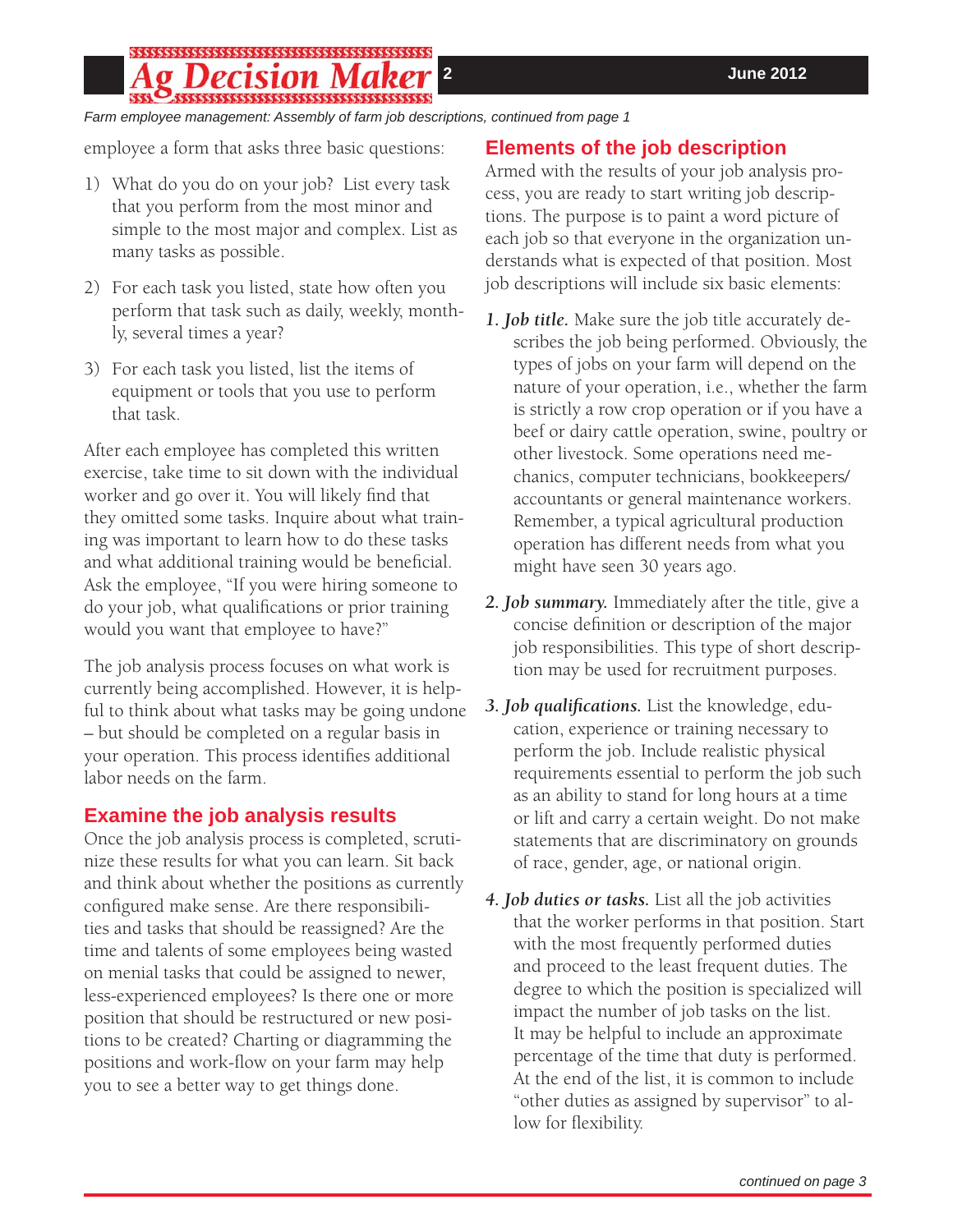*Farm employee management: Assembly of farm job descriptions, continued from page 1*

employee a form that asks three basic questions:

1) What do you do on your job? List every task that you perform from the most minor and simple to the most major and complex. List as many tasks as possible.

2) For each task you listed, state how often you perform that task such as daily, weekly, monthly, several times a year?

3) For each task you listed, list the items of equipment or tools that you use to perform that task.

After each employee has completed this written exercise, take time to sit down with the individual worker and go over it. You will likely find that they omitted some tasks. Inquire about what training was important to learn how to do these tasks and what additional training would be beneficial. Ask the employee, "If you were hiring someone to do your job, what qualifications or prior training would you want that employee to have?"

The job analysis process focuses on what work is currently being accomplished. However, it is helpful to think about what tasks may be going undone – but should be completed on a regular basis in your operation. This process identifies additional labor needs on the farm.

## Examine the job analysis results

Once the job analysis process is completed, scrutinize these results for what you can learn. Sit back and think about whether the positions as currently configured make sense. Are there responsibilities and tasks that should be reassigned? Are the time and talents of some employees being wasted on menial tasks that could be assigned to newer, less-experienced employees? Is there one or more position that should be restructured or new positions to be created? Charting or diagramming the positions and work-flow on your farm may help you to see a better way to get things done.

## Elements of the job description

Armed with the results of your job analysis process, you are ready to start writing job descriptions. The purpose is to paint a word picture of each job so that everyone in the organization understands what is expected of that position. Most job descriptions will include six basic elements:

1. ***Job title.*** Make sure the job title accurately describes the job being performed. Obviously, the types of jobs on your farm will depend on the nature of your operation, i.e., whether the farm is strictly a row crop operation or if you have a beef or dairy cattle operation, swine, poultry or other livestock. Some operations need mechanics, computer technicians, bookkeepers/accountants or general maintenance workers. Remember, a typical agricultural production operation has different needs from what you might have seen 30 years ago.

2. ***Job summary.*** Immediately after the title, give a concise definition or description of the major job responsibilities. This type of short description may be used for recruitment purposes.

3. ***Job qualifications.*** List the knowledge, education, experience or training necessary to perform the job. Include realistic physical requirements essential to perform the job such as an ability to stand for long hours at a time or lift and carry a certain weight. Do not make statements that are discriminatory on grounds of race, gender, age, or national origin.

4. ***Job duties or tasks.*** List all the job activities that the worker performs in that position. Start with the most frequently performed duties and proceed to the least frequent duties. The degree to which the position is specialized will impact the number of job tasks on the list. It may be helpful to include an approximate percentage of the time that duty is performed. At the end of the list, it is common to include "other duties as assigned by supervisor" to allow for flexibility.

*continued on page 3*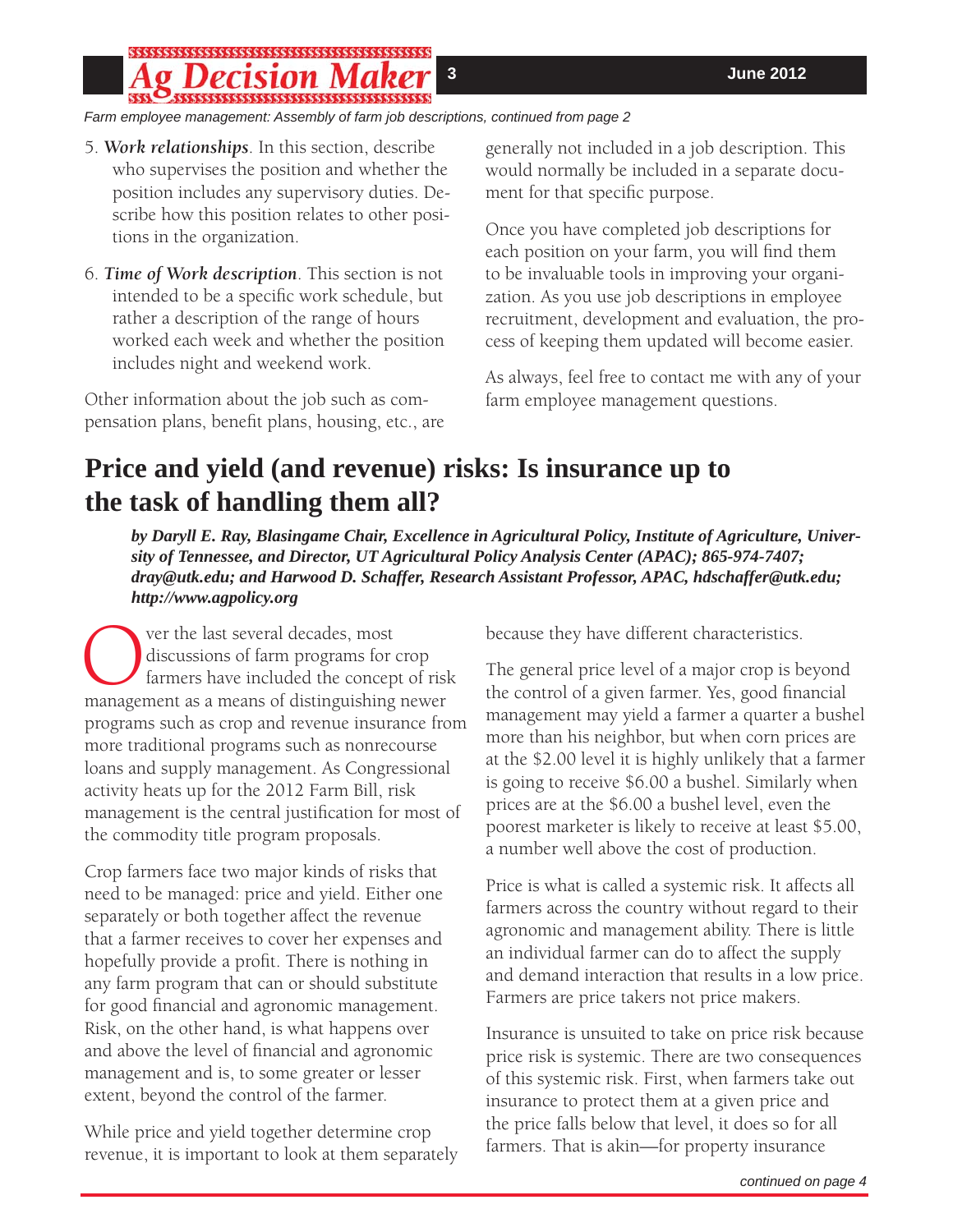*Farm employee management: Assembly of farm job descriptions, continued from page 2*

5. ***Work relationships***. In this section, describe who supervises the position and whether the position includes any supervisory duties. Describe how this position relates to other positions in the organization.

6. ***Time of Work description***. This section is not intended to be a specific work schedule, but rather a description of the range of hours worked each week and whether the position includes night and weekend work.

Other information about the job such as compensation plans, benefit plans, housing, etc., are generally not included in a job description. This would normally be included in a separate document for that specific purpose.

Once you have completed job descriptions for each position on your farm, you will find them to be invaluable tools in improving your organization. As you use job descriptions in employee recruitment, development and evaluation, the process of keeping them updated will become easier.

As always, feel free to contact me with any of your farm employee management questions.

## Price and yield (and revenue) risks: Is insurance up to the task of handling them all?

***by Daryll E. Ray, Blasingame Chair, Excellence in Agricultural Policy, Institute of Agriculture, University of Tennessee, and Director, UT Agricultural Policy Analysis Center (APAC); 865-974-7407; dray@utk.edu; and Harwood D. Schaffer, Research Assistant Professor, APAC, hdschaffer@utk.edu; http://www.agpolicy.org***

Over the last several decades, most discussions of farm programs for crop farmers have included the concept of risk management as a means of distinguishing newer programs such as crop and revenue insurance from more traditional programs such as nonrecourse loans and supply management. As Congressional activity heats up for the 2012 Farm Bill, risk management is the central justification for most of the commodity title program proposals.

Crop farmers face two major kinds of risks that need to be managed: price and yield. Either one separately or both together affect the revenue that a farmer receives to cover her expenses and hopefully provide a profit. There is nothing in any farm program that can or should substitute for good financial and agronomic management. Risk, on the other hand, is what happens over and above the level of financial and agronomic management and is, to some greater or lesser extent, beyond the control of the farmer.

While price and yield together determine crop revenue, it is important to look at them separately because they have different characteristics.

The general price level of a major crop is beyond the control of a given farmer. Yes, good financial management may yield a farmer a quarter a bushel more than his neighbor, but when corn prices are at the $2.00 level it is highly unlikely that a farmer is going to receive $6.00 a bushel. Similarly when prices are at the $6.00 a bushel level, even the poorest marketer is likely to receive at least $5.00, a number well above the cost of production.

Price is what is called a systemic risk. It affects all farmers across the country without regard to their agronomic and management ability. There is little an individual farmer can do to affect the supply and demand interaction that results in a low price. Farmers are price takers not price makers.

Insurance is unsuited to take on price risk because price risk is systemic. There are two consequences of this systemic risk. First, when farmers take out insurance to protect them at a given price and the price falls below that level, it does so for all farmers. That is akin—for property insurance

*continued on page 4*